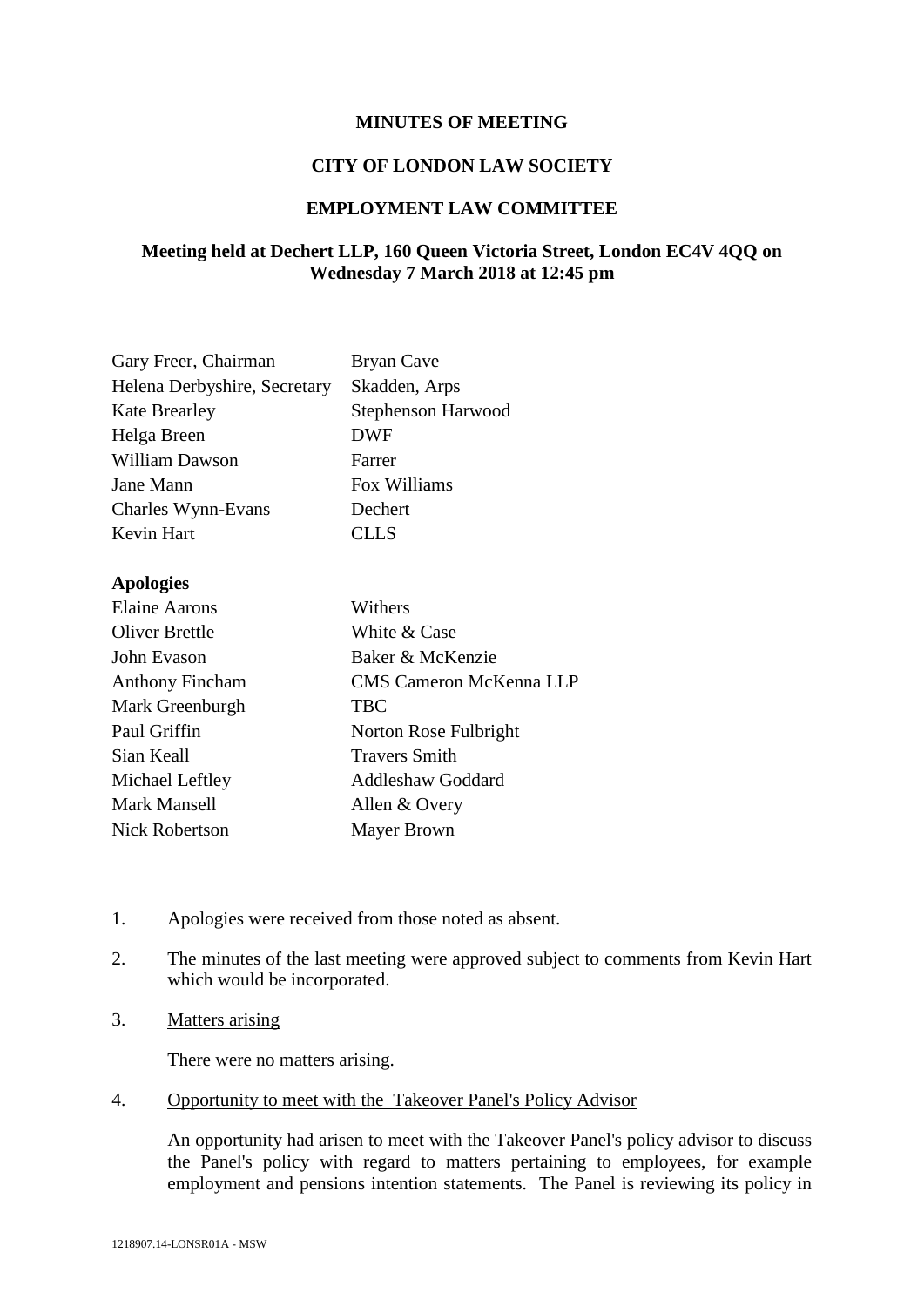**MINUTES OF MEETING**

**CITY OF LONDON LAW SOCIETY**

**EMPLOYMENT LAW COMMITTEE**

**Meeting held at Dechert LLP, 160 Queen Victoria Street, London EC4V 4QQ on Wednesday 7 March 2018 at 12:45 pm**

| | |
|---|---|
| Gary Freer, Chairman | Bryan Cave |
| Helena Derbyshire, Secretary | Skadden, Arps |
| Kate Brearley | Stephenson Harwood |
| Helga Breen | DWF |
| William Dawson | Farrer |
| Jane Mann | Fox Williams |
| Charles Wynn-Evans | Dechert |
| Kevin Hart | CLLS |

**Apologies**

| | |
|---|---|
| Elaine Aarons | Withers |
| Oliver Brettle | White & Case |
| John Evason | Baker & McKenzie |
| Anthony Fincham | CMS Cameron McKenna LLP |
| Mark Greenburgh | TBC |
| Paul Griffin | Norton Rose Fulbright |
| Sian Keall | Travers Smith |
| Michael Leftley | Addleshaw Goddard |
| Mark Mansell | Allen & Overy |
| Nick Robertson | Mayer Brown |

1. Apologies were received from those noted as absent.

2. The minutes of the last meeting were approved subject to comments from Kevin Hart which would be incorporated.

3. Matters arising

   There were no matters arising.

4. Opportunity to meet with the Takeover Panel's Policy Advisor

   An opportunity had arisen to meet with the Takeover Panel's policy advisor to discuss the Panel's policy with regard to matters pertaining to employees, for example employment and pensions intention statements. The Panel is reviewing its policy in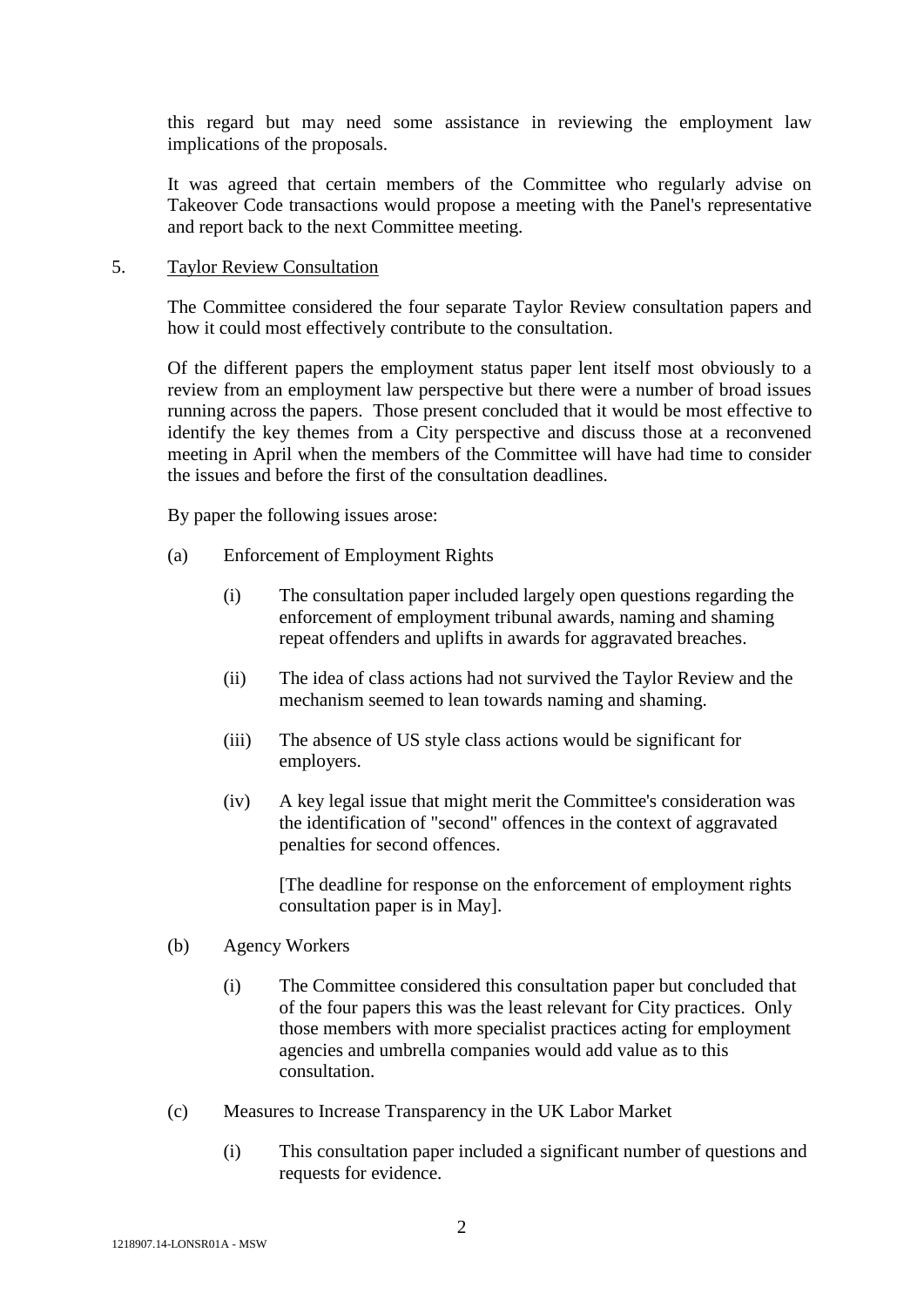this regard but may need some assistance in reviewing the employment law implications of the proposals.

It was agreed that certain members of the Committee who regularly advise on Takeover Code transactions would propose a meeting with the Panel's representative and report back to the next Committee meeting.

5. Taylor Review Consultation

The Committee considered the four separate Taylor Review consultation papers and how it could most effectively contribute to the consultation.

Of the different papers the employment status paper lent itself most obviously to a review from an employment law perspective but there were a number of broad issues running across the papers. Those present concluded that it would be most effective to identify the key themes from a City perspective and discuss those at a reconvened meeting in April when the members of the Committee will have had time to consider the issues and before the first of the consultation deadlines.

By paper the following issues arose:

(a) Enforcement of Employment Rights

(i) The consultation paper included largely open questions regarding the enforcement of employment tribunal awards, naming and shaming repeat offenders and uplifts in awards for aggravated breaches.

(ii) The idea of class actions had not survived the Taylor Review and the mechanism seemed to lean towards naming and shaming.

(iii) The absence of US style class actions would be significant for employers.

(iv) A key legal issue that might merit the Committee's consideration was the identification of "second" offences in the context of aggravated penalties for second offences.

[The deadline for response on the enforcement of employment rights consultation paper is in May].

(b) Agency Workers

(i) The Committee considered this consultation paper but concluded that of the four papers this was the least relevant for City practices. Only those members with more specialist practices acting for employment agencies and umbrella companies would add value as to this consultation.

(c) Measures to Increase Transparency in the UK Labor Market

(i) This consultation paper included a significant number of questions and requests for evidence.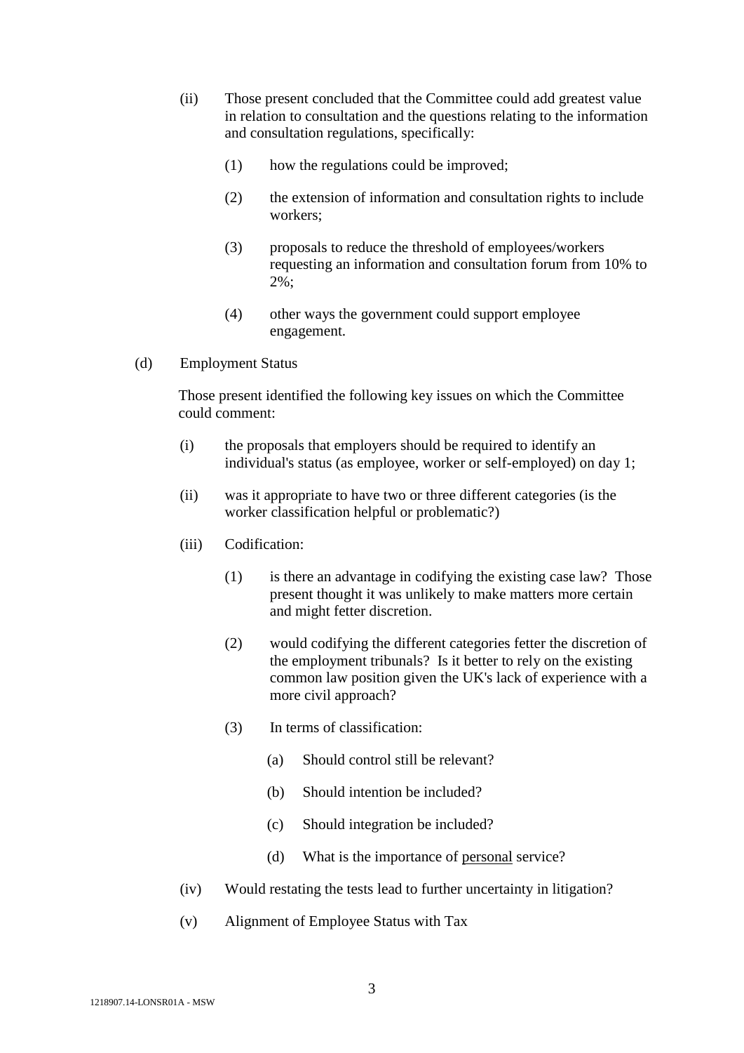(ii) Those present concluded that the Committee could add greatest value in relation to consultation and the questions relating to the information and consultation regulations, specifically:

  (1) how the regulations could be improved;

  (2) the extension of information and consultation rights to include workers;

  (3) proposals to reduce the threshold of employees/workers requesting an information and consultation forum from 10% to 2%;

  (4) other ways the government could support employee engagement.

(d) Employment Status

Those present identified the following key issues on which the Committee could comment:

(i) the proposals that employers should be required to identify an individual's status (as employee, worker or self-employed) on day 1;

(ii) was it appropriate to have two or three different categories (is the worker classification helpful or problematic?)

(iii) Codification:

  (1) is there an advantage in codifying the existing case law? Those present thought it was unlikely to make matters more certain and might fetter discretion.

  (2) would codifying the different categories fetter the discretion of the employment tribunals? Is it better to rely on the existing common law position given the UK's lack of experience with a more civil approach?

  (3) In terms of classification:

    (a) Should control still be relevant?

    (b) Should intention be included?

    (c) Should integration be included?

    (d) What is the importance of <u>personal</u> service?

(iv) Would restating the tests lead to further uncertainty in litigation?

(v) Alignment of Employee Status with Tax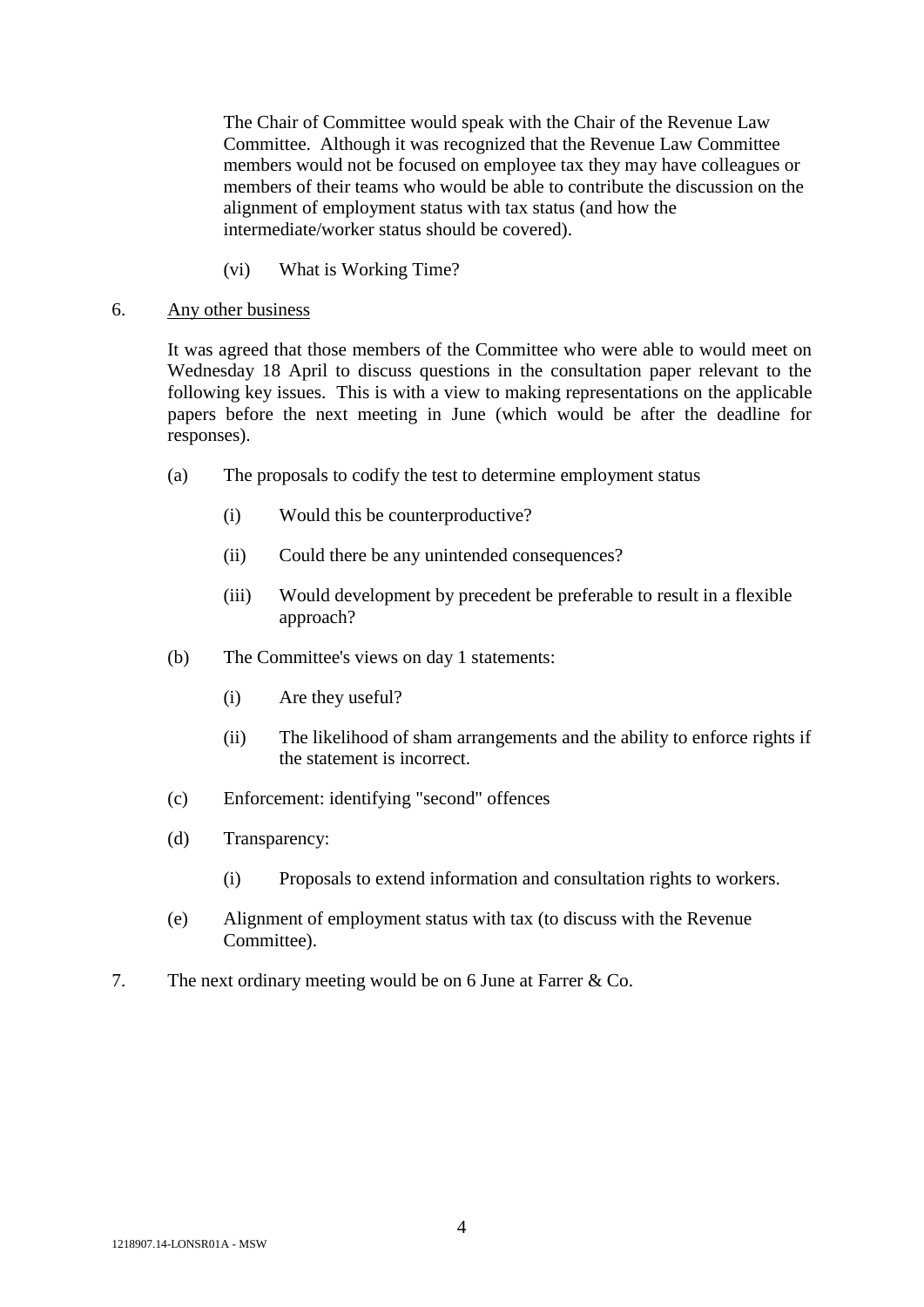The Chair of Committee would speak with the Chair of the Revenue Law Committee. Although it was recognized that the Revenue Law Committee members would not be focused on employee tax they may have colleagues or members of their teams who would be able to contribute the discussion on the alignment of employment status with tax status (and how the intermediate/worker status should be covered).

(vi) What is Working Time?

6. Any other business

It was agreed that those members of the Committee who were able to would meet on Wednesday 18 April to discuss questions in the consultation paper relevant to the following key issues. This is with a view to making representations on the applicable papers before the next meeting in June (which would be after the deadline for responses).

(a) The proposals to codify the test to determine employment status

(i) Would this be counterproductive?

(ii) Could there be any unintended consequences?

(iii) Would development by precedent be preferable to result in a flexible approach?

(b) The Committee's views on day 1 statements:

(i) Are they useful?

(ii) The likelihood of sham arrangements and the ability to enforce rights if the statement is incorrect.

(c) Enforcement: identifying "second" offences

(d) Transparency:

(i) Proposals to extend information and consultation rights to workers.

(e) Alignment of employment status with tax (to discuss with the Revenue Committee).

7. The next ordinary meeting would be on 6 June at Farrer & Co.

1218907.14-LONSR01A - MSW